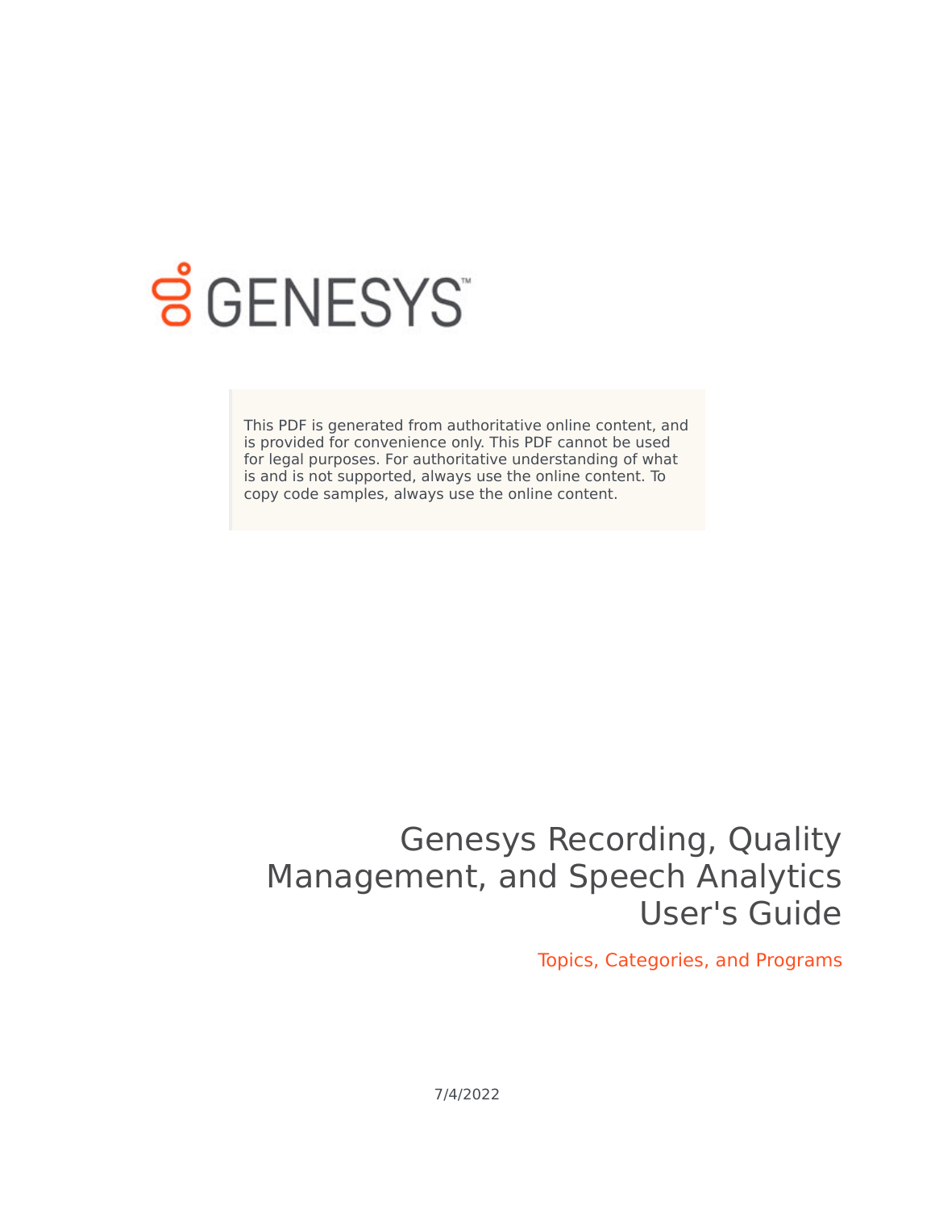GENESYS

This PDF is generated from authoritative online content, and is provided for convenience only. This PDF cannot be used for legal purposes. For authoritative understanding of what is and is not supported, always use the online content. To copy code samples, always use the online content.

# Genesys Recording, Quality Management, and Speech Analytics User's Guide

## Topics, Categories, and Programs

7/4/2022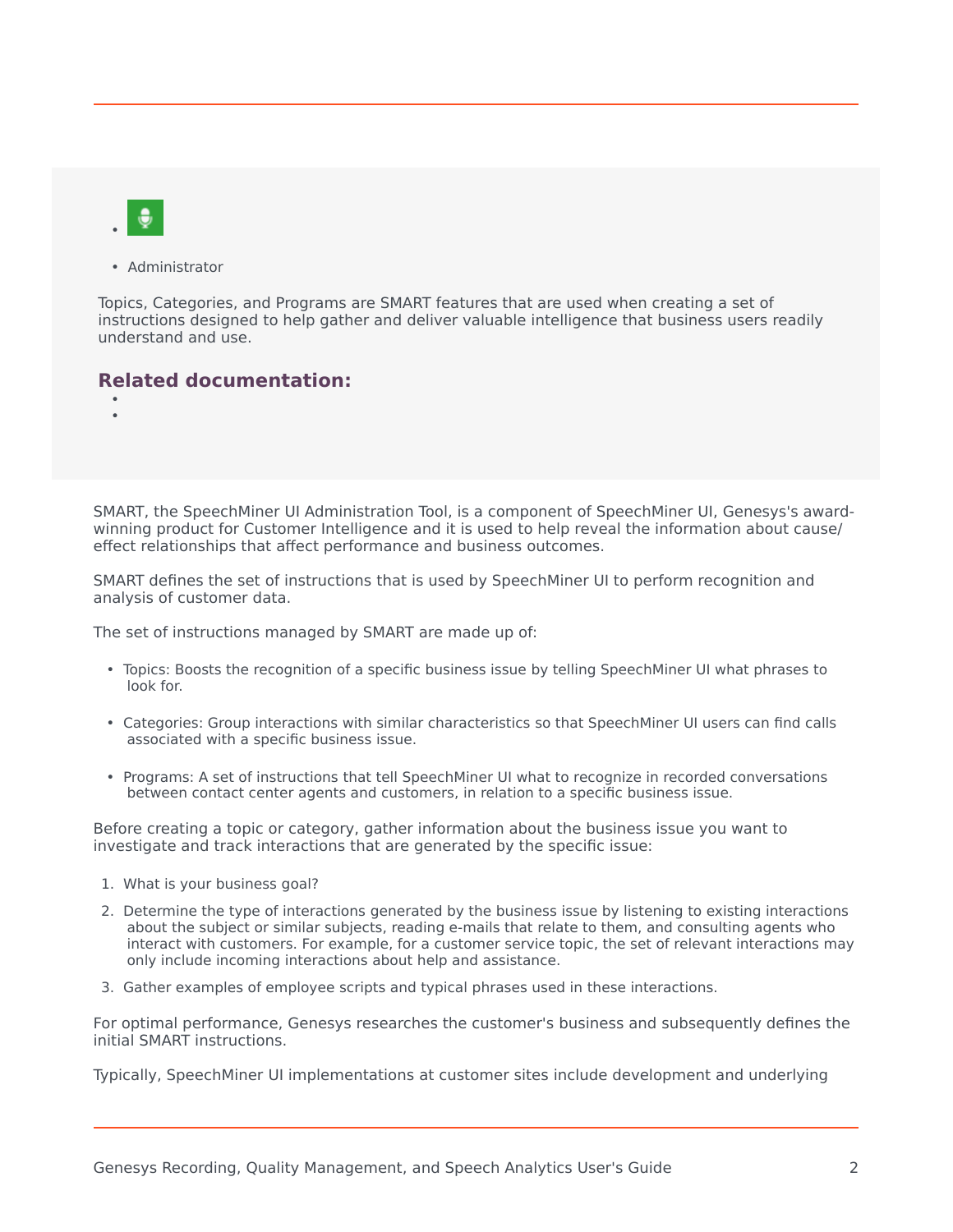- Administrator

Topics, Categories, and Programs are SMART features that are used when creating a set of instructions designed to help gather and deliver valuable intelligence that business users readily understand and use.

**Related documentation:**

SMART, the SpeechMiner UI Administration Tool, is a component of SpeechMiner UI, Genesys's award-winning product for Customer Intelligence and it is used to help reveal the information about cause/effect relationships that affect performance and business outcomes.

SMART defines the set of instructions that is used by SpeechMiner UI to perform recognition and analysis of customer data.

The set of instructions managed by SMART are made up of:

- Topics: Boosts the recognition of a specific business issue by telling SpeechMiner UI what phrases to look for.
- Categories: Group interactions with similar characteristics so that SpeechMiner UI users can find calls associated with a specific business issue.
- Programs: A set of instructions that tell SpeechMiner UI what to recognize in recorded conversations between contact center agents and customers, in relation to a specific business issue.

Before creating a topic or category, gather information about the business issue you want to investigate and track interactions that are generated by the specific issue:

1. What is your business goal?
2. Determine the type of interactions generated by the business issue by listening to existing interactions about the subject or similar subjects, reading e-mails that relate to them, and consulting agents who interact with customers. For example, for a customer service topic, the set of relevant interactions may only include incoming interactions about help and assistance.
3. Gather examples of employee scripts and typical phrases used in these interactions.

For optimal performance, Genesys researches the customer's business and subsequently defines the initial SMART instructions.

Typically, SpeechMiner UI implementations at customer sites include development and underlying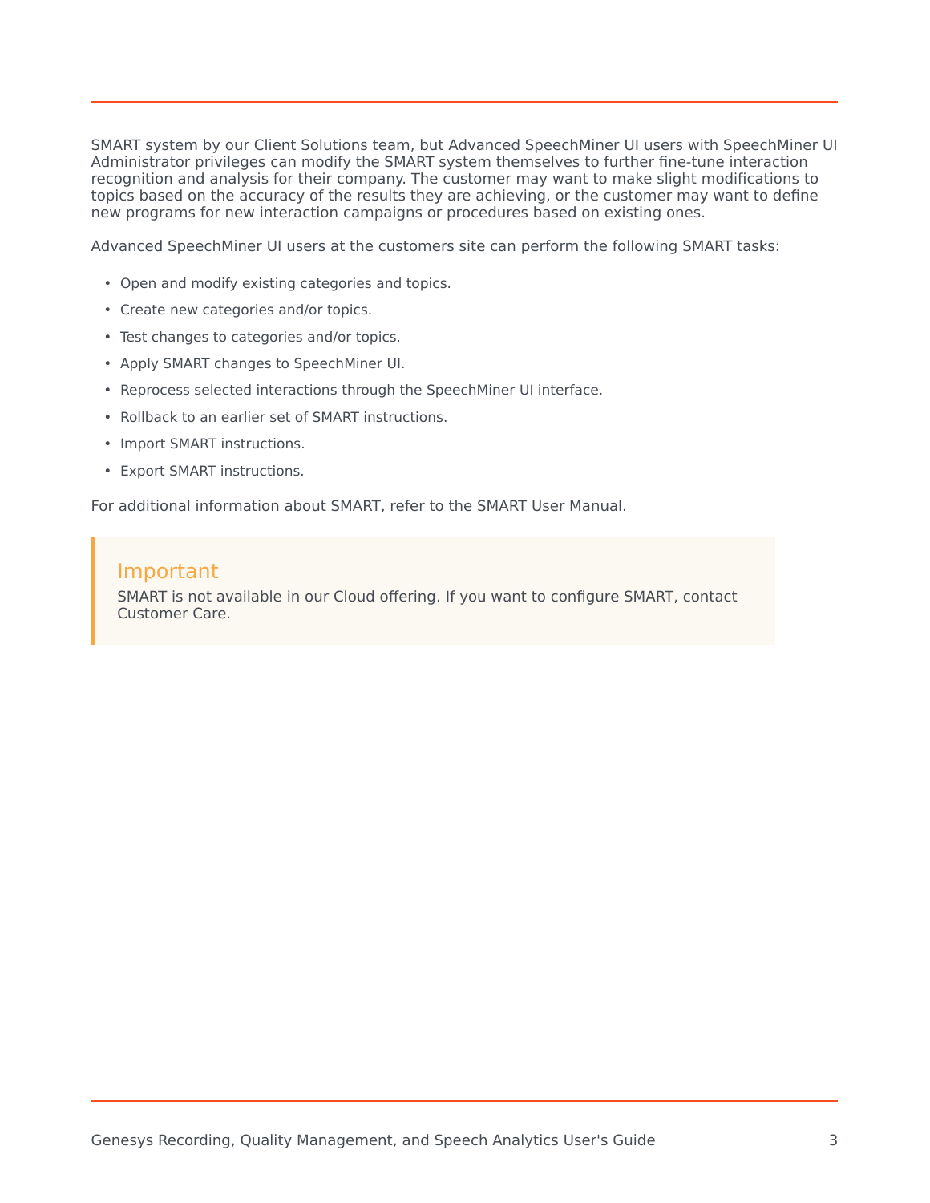SMART system by our Client Solutions team, but Advanced SpeechMiner UI users with SpeechMiner UI Administrator privileges can modify the SMART system themselves to further fine-tune interaction recognition and analysis for their company. The customer may want to make slight modifications to topics based on the accuracy of the results they are achieving, or the customer may want to define new programs for new interaction campaigns or procedures based on existing ones.

Advanced SpeechMiner UI users at the customers site can perform the following SMART tasks:

- Open and modify existing categories and topics.
- Create new categories and/or topics.
- Test changes to categories and/or topics.
- Apply SMART changes to SpeechMiner UI.
- Reprocess selected interactions through the SpeechMiner UI interface.
- Rollback to an earlier set of SMART instructions.
- Import SMART instructions.
- Export SMART instructions.

For additional information about SMART, refer to the SMART User Manual.

> **Important**
>
> SMART is not available in our Cloud offering. If you want to configure SMART, contact Customer Care.